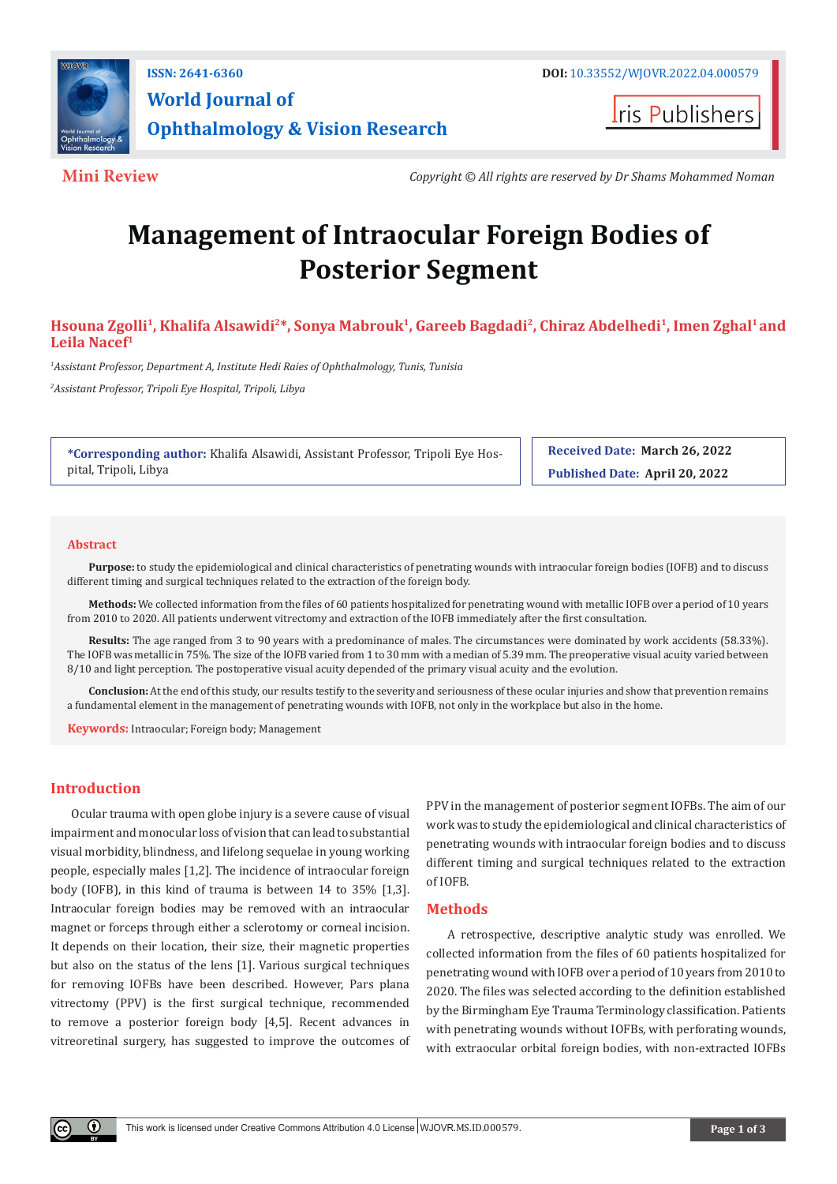Mini Review

Copyright © All rights are reserved by Dr Shams Mohammed Noman

# Management of Intraocular Foreign Bodies of Posterior Segment

**Hsouna Zgolli[1], Khalifa Alsawidi[2]*, Sonya Mabrouk[1], Gareeb Bagdadi[2], Chiraz Abdelhedi[1], Imen Zghal[1] and Leila Nacef[1]**

[1]*Assistant Professor, Department A, Institute Hedi Raies of Ophthalmology, Tunis, Tunisia*

[2]*Assistant Professor, Tripoli Eye Hospital, Tripoli, Libya*

***Corresponding author:** Khalifa Alsawidi, Assistant Professor, Tripoli Eye Hospital, Tripoli, Libya

**Received Date:** March 26, 2022

**Published Date:** April 20, 2022

## Abstract

**Purpose:** to study the epidemiological and clinical characteristics of penetrating wounds with intraocular foreign bodies (IOFB) and to discuss different timing and surgical techniques related to the extraction of the foreign body.

**Methods:** We collected information from the files of 60 patients hospitalized for penetrating wound with metallic IOFB over a period of 10 years from 2010 to 2020. All patients underwent vitrectomy and extraction of the IOFB immediately after the first consultation.

**Results:** The age ranged from 3 to 90 years with a predominance of males. The circumstances were dominated by work accidents (58.33%). The IOFB was metallic in 75%. The size of the IOFB varied from 1 to 30 mm with a median of 5.39 mm. The preoperative visual acuity varied between 8/10 and light perception. The postoperative visual acuity depended of the primary visual acuity and the evolution.

**Conclusion:** At the end of this study, our results testify to the severity and seriousness of these ocular injuries and show that prevention remains a fundamental element in the management of penetrating wounds with IOFB, not only in the workplace but also in the home.

**Keywords:** Intraocular; Foreign body; Management

## Introduction

Ocular trauma with open globe injury is a severe cause of visual impairment and monocular loss of vision that can lead to substantial visual morbidity, blindness, and lifelong sequelae in young working people, especially males [1,2]. The incidence of intraocular foreign body (IOFB), in this kind of trauma is between 14 to 35% [1,3]. Intraocular foreign bodies may be removed with an intraocular magnet or forceps through either a sclerotomy or corneal incision. It depends on their location, their size, their magnetic properties but also on the status of the lens [1]. Various surgical techniques for removing IOFBs have been described. However, Pars plana vitrectomy (PPV) is the first surgical technique, recommended to remove a posterior foreign body [4,5]. Recent advances in vitreoretinal surgery, has suggested to improve the outcomes of PPV in the management of posterior segment IOFBs. The aim of our work was to study the epidemiological and clinical characteristics of penetrating wounds with intraocular foreign bodies and to discuss different timing and surgical techniques related to the extraction of IOFB.

## Methods

A retrospective, descriptive analytic study was enrolled. We collected information from the files of 60 patients hospitalized for penetrating wound with IOFB over a period of 10 years from 2010 to 2020. The files was selected according to the definition established by the Birmingham Eye Trauma Terminology classification. Patients with penetrating wounds without IOFBs, with perforating wounds, with extraocular orbital foreign bodies, with non-extracted IOFBs

This work is licensed under Creative Commons Attribution 4.0 License | WJOVR.MS.ID.000579.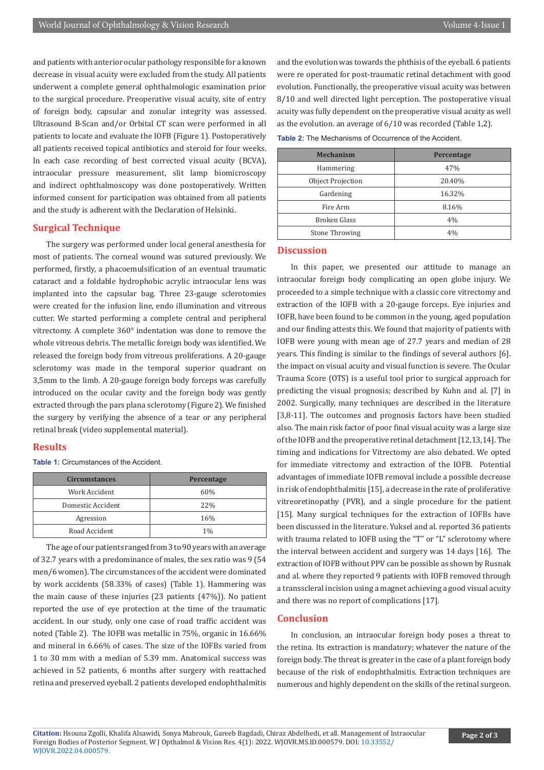and patients with anterior ocular pathology responsible for a known decrease in visual acuity were excluded from the study. All patients underwent a complete general ophthalmologic examination prior to the surgical procedure. Preoperative visual acuity, site of entry of foreign body, capsular and zonular integrity was assessed. Ultrasound B-Scan and/or Orbital CT scan were performed in all patients to locate and evaluate the IOFB (Figure 1). Postoperatively all patients received topical antibiotics and steroid for four weeks. In each case recording of best corrected visual acuity (BCVA), intraocular pressure measurement, slit lamp biomicroscopy and indirect ophthalmoscopy was done postoperatively. Written informed consent for participation was obtained from all patients and the study is adherent with the Declaration of Helsinki.

## Surgical Technique

The surgery was performed under local general anesthesia for most of patients. The corneal wound was sutured previously. We performed, firstly, a phacoemulsification of an eventual traumatic cataract and a foldable hydrophobic acrylic intraocular lens was implanted into the capsular bag. Three 23-gauge sclerotomies were created for the infusion line, endo illumination and vitreous cutter. We started performing a complete central and peripheral vitrectomy. A complete 360° indentation was done to remove the whole vitreous debris. The metallic foreign body was identified. We released the foreign body from vitreous proliferations. A 20-gauge sclerotomy was made in the temporal superior quadrant on 3,5mm to the limb. A 20-gauge foreign body forceps was carefully introduced on the ocular cavity and the foreign body was gently extracted through the pars plana sclerotomy (Figure 2). We finished the surgery by verifying the absence of a tear or any peripheral retinal break (video supplemental material).

## Results

**Table 1:** Circumstances of the Accident.

| Circumstances | Percentage |
|---|---|
| Work Accident | 60% |
| Domestic Accident | 22% |
| Agression | 16% |
| Road Accident | 1% |

The age of our patients ranged from 3 to 90 years with an average of 32.7 years with a predominance of males, the sex ratio was 9 (54 men/6 women). The circumstances of the accident were dominated by work accidents (58.33% of cases) (Table 1). Hammering was the main cause of these injuries (23 patients (47%)). No patient reported the use of eye protection at the time of the traumatic accident. In our study, only one case of road traffic accident was noted (Table 2). The IOFB was metallic in 75%, organic in 16.66% and mineral in 6.66% of cases. The size of the IOFBs varied from 1 to 30 mm with a median of 5.39 mm. Anatomical success was achieved in 52 patients, 6 months after surgery with reattached retina and preserved eyeball. 2 patients developed endophthalmitis and the evolution was towards the phthisis of the eyeball. 6 patients were re operated for post-traumatic retinal detachment with good evolution. Functionally, the preoperative visual acuity was between 8/10 and well directed light perception. The postoperative visual acuity was fully dependent on the preoperative visual acuity as well as the evolution. an average of 6/10 was recorded (Table 1,2).

**Table 2:** The Mechanisms of Occurrence of the Accident.

| Mechanism | Percentage |
|---|---|
| Hammering | 47% |
| Object Projection | 20.40% |
| Gardening | 16.32% |
| Fire Arm | 8.16% |
| Broken Glass | 4% |
| Stone Throwing | 4% |

## Discussion

In this paper, we presented our attitude to manage an intraocular foreign body complicating an open globe injury. We proceeded to a simple technique with a classic core vitrectomy and extraction of the IOFB with a 20-gauge forceps. Eye injuries and IOFB, have been found to be common in the young, aged population and our finding attests this. We found that majority of patients with IOFB were young with mean age of 27.7 years and median of 28 years. This finding is similar to the findings of several authors [6]. the impact on visual acuity and visual function is severe. The Ocular Trauma Score (OTS) is a useful tool prior to surgical approach for predicting the visual prognosis; described by Kuhn and al. [7] in 2002. Surgically, many techniques are described in the literature [3,8-11]. The outcomes and prognosis factors have been studied also. The main risk factor of poor final visual acuity was a large size of the IOFB and the preoperative retinal detachment [12,13,14]. The timing and indications for Vitrectomy are also debated. We opted for immediate vitrectomy and extraction of the IOFB. Potential advantages of immediate IOFB removal include a possible decrease in risk of endophthalmitis [15], a decrease in the rate of proliferative vitreoretinopathy (PVR), and a single procedure for the patient [15]. Many surgical techniques for the extraction of IOFBs have been discussed in the literature. Yuksel and al. reported 36 patients with trauma related to IOFB using the "T" or "L" sclerotomy where the interval between accident and surgery was 14 days [16]. The extraction of IOFB without PPV can be possible as shown by Rusnak and al. where they reported 9 patients with IOFB removed through a transscleral incision using a magnet achieving a good visual acuity and there was no report of complications [17].

## Conclusion

In conclusion, an intraocular foreign body poses a threat to the retina. Its extraction is mandatory; whatever the nature of the foreign body. The threat is greater in the case of a plant foreign body because of the risk of endophthalmitis. Extraction techniques are numerous and highly dependent on the skills of the retinal surgeon.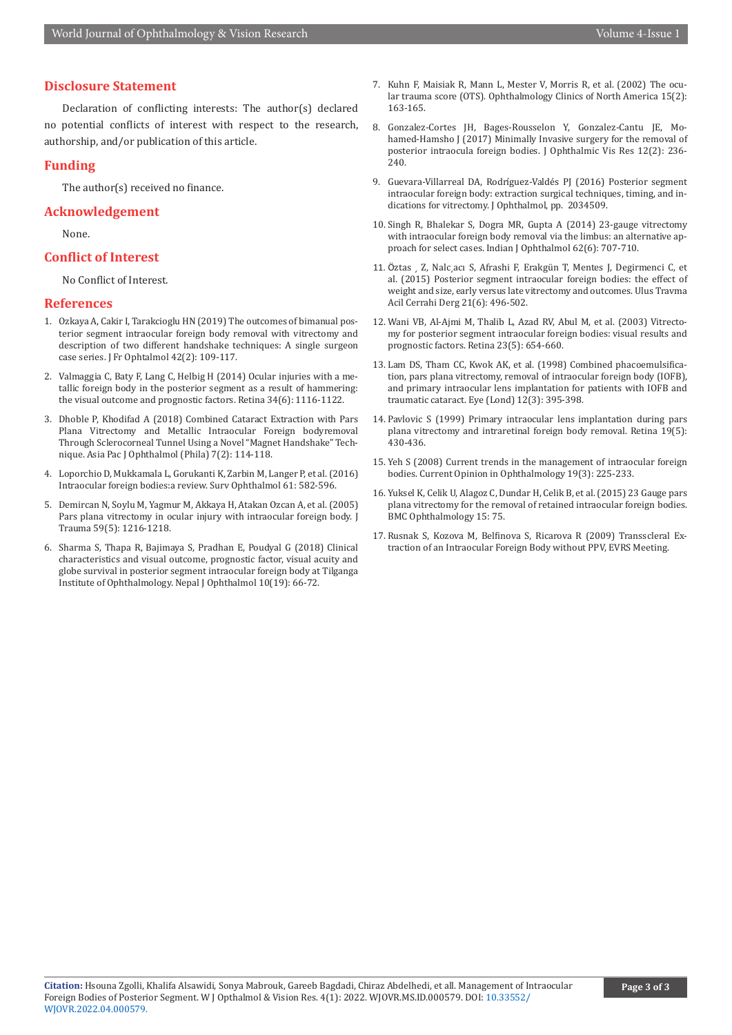## Disclosure Statement

Declaration of conflicting interests: The author(s) declared no potential conflicts of interest with respect to the research, authorship, and/or publication of this article.

## Funding

The author(s) received no finance.

## Acknowledgement

None.

## Conflict of Interest

No Conflict of Interest.

## References

1. Ozkaya A, Cakir I, Tarakcioglu HN (2019) The outcomes of bimanual posterior segment intraocular foreign body removal with vitrectomy and description of two different handshake techniques: A single surgeon case series. J Fr Ophtalmol 42(2): 109-117.
2. Valmaggia C, Baty F, Lang C, Helbig H (2014) Ocular injuries with a metallic foreign body in the posterior segment as a result of hammering: the visual outcome and prognostic factors. Retina 34(6): 1116-1122.
3. Dhoble P, Khodifad A (2018) Combined Cataract Extraction with Pars Plana Vitrectomy and Metallic Intraocular Foreign bodyremoval Through Sclerocorneal Tunnel Using a Novel "Magnet Handshake" Technique. Asia Pac J Ophthalmol (Phila) 7(2): 114-118.
4. Loporchio D, Mukkamala L, Gorukanti K, Zarbin M, Langer P, et al. (2016) Intraocular foreign bodies:a review. Surv Ophthalmol 61: 582-596.
5. Demircan N, Soylu M, Yagmur M, Akkaya H, Atakan Ozcan A, et al. (2005) Pars plana vitrectomy in ocular injury with intraocular foreign body. J Trauma 59(5): 1216-1218.
6. Sharma S, Thapa R, Bajimaya S, Pradhan E, Poudyal G (2018) Clinical characteristics and visual outcome, prognostic factor, visual acuity and globe survival in posterior segment intraocular foreign body at Tilganga Institute of Ophthalmology. Nepal J Ophthalmol 10(19): 66-72.
7. Kuhn F, Maisiak R, Mann L, Mester V, Morris R, et al. (2002) The ocular trauma score (OTS). Ophthalmology Clinics of North America 15(2): 163-165.
8. Gonzalez-Cortes JH, Bages-Rousselon Y, Gonzalez-Cantu JE, Mohamed-Hamsho J (2017) Minimally Invasive surgery for the removal of posterior intraocula foreign bodies. J Ophthalmic Vis Res 12(2): 236-240.
9. Guevara-Villarreal DA, Rodríguez-Valdés PJ (2016) Posterior segment intraocular foreign body: extraction surgical techniques, timing, and indications for vitrectomy. J Ophthalmol, pp. 2034509.
10. Singh R, Bhalekar S, Dogra MR, Gupta A (2014) 23-gauge vitrectomy with intraocular foreign body removal via the limbus: an alternative approach for select cases. Indian J Ophthalmol 62(6): 707-710.
11. Öztas ̧ Z, Nalc ̧acı S, Afrashi F, Erakgün T, Mentes J, Degirmenci C, et al. (2015) Posterior segment intraocular foreign bodies: the effect of weight and size, early versus late vitrectomy and outcomes. Ulus Travma Acil Cerrahi Derg 21(6): 496-502.
12. Wani VB, Al-Ajmi M, Thalib L, Azad RV, Abul M, et al. (2003) Vitrectomy for posterior segment intraocular foreign bodies: visual results and prognostic factors. Retina 23(5): 654-660.
13. Lam DS, Tham CC, Kwok AK, et al. (1998) Combined phacoemulsification, pars plana vitrectomy, removal of intraocular foreign body (IOFB), and primary intraocular lens implantation for patients with IOFB and traumatic cataract. Eye (Lond) 12(3): 395-398.
14. Pavlovic S (1999) Primary intraocular lens implantation during pars plana vitrectomy and intraretinal foreign body removal. Retina 19(5): 430-436.
15. Yeh S (2008) Current trends in the management of intraocular foreign bodies. Current Opinion in Ophthalmology 19(3): 225-233.
16. Yuksel K, Celik U, Alagoz C, Dundar H, Celik B, et al. (2015) 23 Gauge pars plana vitrectomy for the removal of retained intraocular foreign bodies. BMC Ophthalmology 15: 75.
17. Rusnak S, Kozova M, Belfinova S, Ricarova R (2009) Transscleral Extraction of an Intraocular Foreign Body without PPV, EVRS Meeting.

**Citation:** Hsouna Zgolli, Khalifa Alsawidi, Sonya Mabrouk, Gareeb Bagdadi, Chiraz Abdelhedi, etall. Management of Intraocular Foreign Bodies of Posterior Segment. W J Opthalmol & Vision Res. 4(1): 2022. WJOVR.MS.ID.000579. DOI: 10.33552/WJOVR.2022.04.000579.